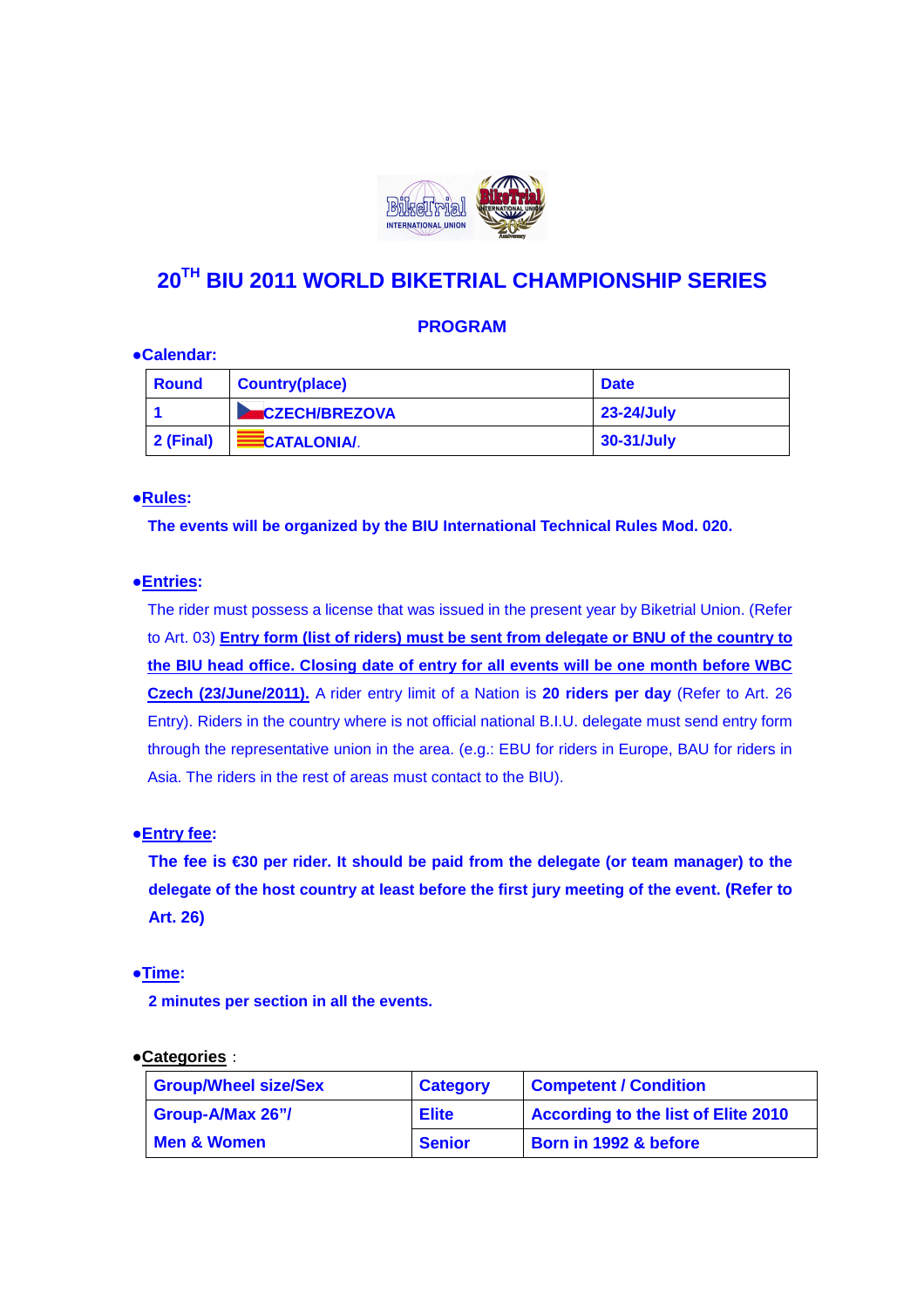# 20TH BIU 2011 WORLD BIKETRIAL CHAMPIONSHIP SERIES

## PROGRAM

●**Calendar:**

| Round | Country(place) | Date |
|---|---|---|
| 1 | CZECH/BREZOVA | 23-24/July |
| 2 (Final) | CATALONIA/. | 30-31/July |

●**Rules:**

**The events will be organized by the BIU International Technical Rules Mod. 020.**

●**Entries:**

The rider must possess a license that was issued in the present year by Biketrial Union. (Refer to Art. 03) **Entry form (list of riders) must be sent from delegate or BNU of the country to the BIU head office. Closing date of entry for all events will be one month before WBC Czech (23/June/2011).** A rider entry limit of a Nation is **20 riders per day** (Refer to Art. 26 Entry). Riders in the country where is not official national B.I.U. delegate must send entry form through the representative union in the area. (e.g.: EBU for riders in Europe, BAU for riders in Asia. The riders in the rest of areas must contact to the BIU).

●**Entry fee:**

**The fee is €30 per rider. It should be paid from the delegate (or team manager) to the delegate of the host country at least before the first jury meeting of the event. (Refer to Art. 26)**

●**Time:**

**2 minutes per section in all the events.**

●**Categories** :

| Group/Wheel size/Sex | Category | Competent / Condition |
|---|---|---|
| Group-A/Max 26"/ | Elite | According to the list of Elite 2010 |
| Men & Women | Senior | Born in 1992 & before |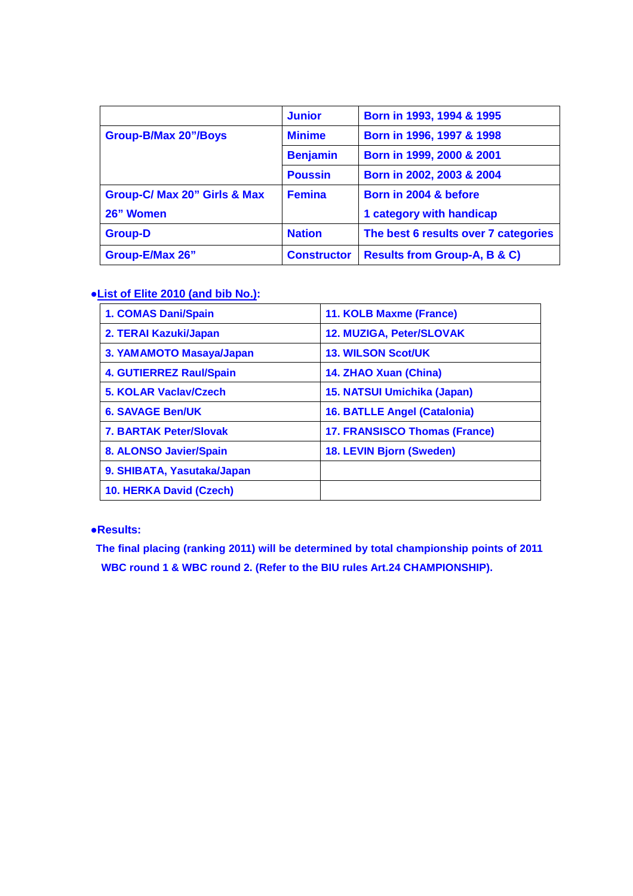| | | |
|---|---|---|
| | **Junior** | **Born in 1993, 1994 & 1995** |
| **Group-B/Max 20"/Boys** | **Minime** | **Born in 1996, 1997 & 1998** |
| | **Benjamin** | **Born in 1999, 2000 & 2001** |
| | **Poussin** | **Born in 2002, 2003 & 2004** |
| **Group-C/ Max 20" Girls & Max 26" Women** | **Femina** | **Born in 2004 & before**<br>**1 category with handicap** |
| **Group-D** | **Nation** | **The best 6 results over 7 categories** |
| **Group-E/Max 26"** | **Constructor** | **Results from Group-A, B & C)** |

**●List of Elite 2010 (and bib No.):**

| | |
|---|---|
| **1. COMAS Dani/Spain** | **11. KOLB Maxme (France)** |
| **2. TERAI Kazuki/Japan** | **12. MUZIGA, Peter/SLOVAK** |
| **3. YAMAMOTO Masaya/Japan** | **13. WILSON Scot/UK** |
| **4. GUTIERREZ Raul/Spain** | **14. ZHAO Xuan (China)** |
| **5. KOLAR Vaclav/Czech** | **15. NATSUI Umichika (Japan)** |
| **6. SAVAGE Ben/UK** | **16. BATLLE Angel (Catalonia)** |
| **7. BARTAK Peter/Slovak** | **17. FRANSISCO Thomas (France)** |
| **8. ALONSO Javier/Spain** | **18. LEVIN Bjorn (Sweden)** |
| **9. SHIBATA, Yasutaka/Japan** | |
| **10. HERKA David (Czech)** | |

**●Results:**

**The final placing (ranking 2011) will be determined by total championship points of 2011 WBC round 1 & WBC round 2. (Refer to the BIU rules Art.24 CHAMPIONSHIP).**